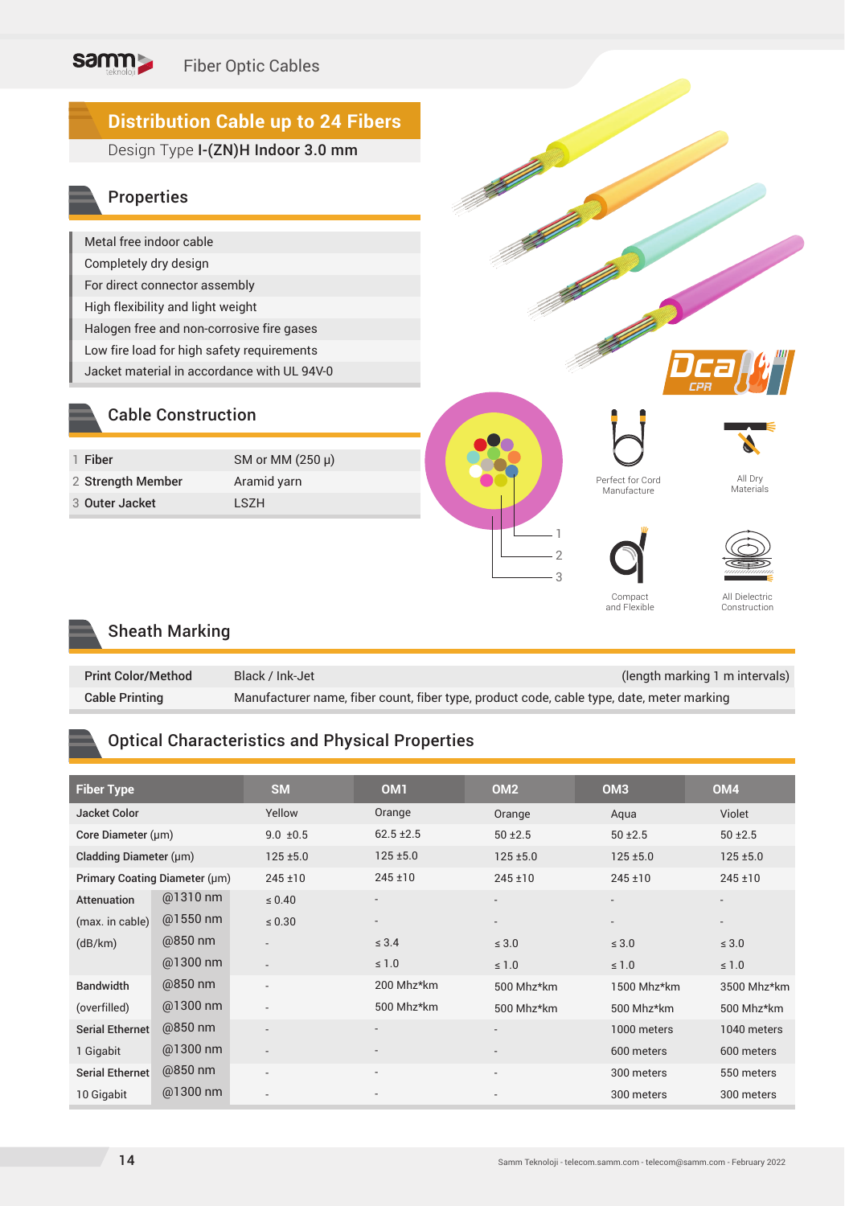# Distribution Cable up to 24 Fibers

Design Type **I-(ZN)H Indoor 3.0 mm**

## Properties

- Metal free indoor cable
- Completely dry design
- For direct connector assembly
- High flexibility and light weight
- Halogen free and non-corrosive fire gases
- Low fire load for high safety requirements
- Jacket material in accordance with UL 94V-0

## Cable Construction

| | | |
|---|---|---|
| 1 | **Fiber** | SM or MM (250 µ) |
| 2 | **Strength Member** | Aramid yarn |
| 3 | **Outer Jacket** | LSZH |

Dca CPR

Perfect for Cord Manufacture

All Dry Materials

Compact and Flexible

All Dielectric Construction

## Sheath Marking

| | |
|---|---|
| **Print Color/Method** | Black / Ink-Jet (length marking 1 m intervals) |
| **Cable Printing** | Manufacturer name, fiber count, fiber type, product code, cable type, date, meter marking |

## Optical Characteristics and Physical Properties

| **Fiber Type** | | **SM** | **OM1** | **OM2** | **OM3** | **OM4** |
|---|---|---|---|---|---|---|
| **Jacket Color** | | Yellow | Orange | Orange | Aqua | Violet |
| **Core Diameter** (µm) | | 9.0 ±0.5 | 62.5 ±2.5 | 50 ±2.5 | 50 ±2.5 | 50 ±2.5 |
| **Cladding Diameter** (µm) | | 125 ±5.0 | 125 ±5.0 | 125 ±5.0 | 125 ±5.0 | 125 ±5.0 |
| **Primary Coating Diameter** (µm) | | 245 ±10 | 245 ±10 | 245 ±10 | 245 ±10 | 245 ±10 |
| **Attenuation** | @1310 nm | ≤ 0.40 | - | - | - | - |
| (max. in cable) | @1550 nm | ≤ 0.30 | - | - | - | - |
| (dB/km) | @850 nm | - | ≤ 3.4 | ≤ 3.0 | ≤ 3.0 | ≤ 3.0 |
| | @1300 nm | - | ≤ 1.0 | ≤ 1.0 | ≤ 1.0 | ≤ 1.0 |
| **Bandwidth** | @850 nm | - | 200 Mhz*km | 500 Mhz*km | 1500 Mhz*km | 3500 Mhz*km |
| (overfilled) | @1300 nm | - | 500 Mhz*km | 500 Mhz*km | 500 Mhz*km | 500 Mhz*km |
| **Serial Ethernet** | @850 nm | - | - | - | 1000 meters | 1040 meters |
| 1 Gigabit | @1300 nm | - | - | - | 600 meters | 600 meters |
| **Serial Ethernet** | @850 nm | - | - | - | 300 meters | 550 meters |
| 10 Gigabit | @1300 nm | - | - | - | 300 meters | 300 meters |

Samm Teknoloji - telecom.samm.com - telecom@samm.com - February 2022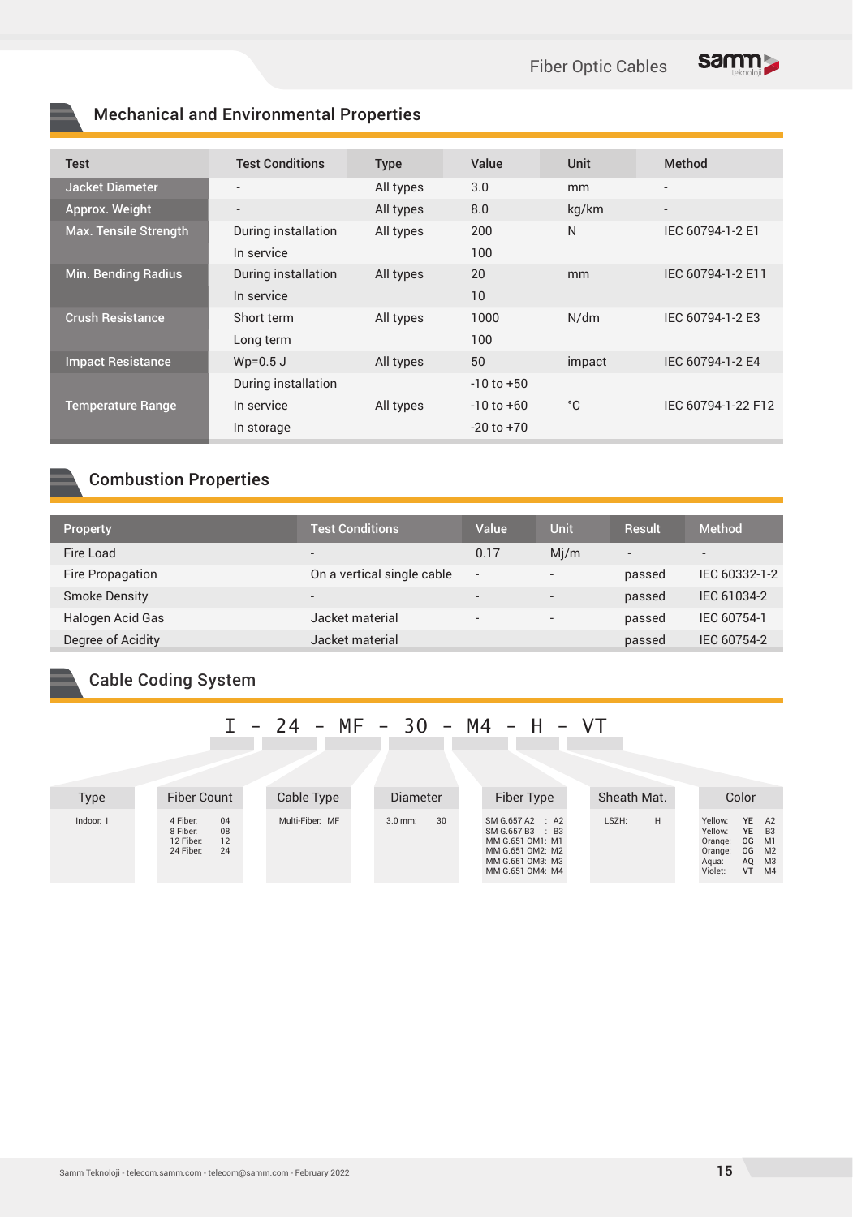## Mechanical and Environmental Properties

| Test | Test Conditions | Type | Value | Unit | Method |
|---|---|---|---|---|---|
| Jacket Diameter | - | All types | 3.0 | mm | - |
| Approx. Weight | - | All types | 8.0 | kg/km | - |
| Max. Tensile Strength | During installation | All types | 200 | N | IEC 60794-1-2 E1 |
| | In service | | 100 | | |
| Min. Bending Radius | During installation | All types | 20 | mm | IEC 60794-1-2 E11 |
| | In service | | 10 | | |
| Crush Resistance | Short term | All types | 1000 | N/dm | IEC 60794-1-2 E3 |
| | Long term | | 100 | | |
| Impact Resistance | Wp=0.5 J | All types | 50 | impact | IEC 60794-1-2 E4 |
| Temperature Range | During installation | All types | -10 to +50 | °C | IEC 60794-1-22 F12 |
| | In service | | -10 to +60 | | |
| | In storage | | -20 to +70 | | |

## Combustion Properties

| Property | Test Conditions | Value | Unit | Result | Method |
|---|---|---|---|---|---|
| Fire Load | - | 0.17 | Mj/m | - | - |
| Fire Propagation | On a vertical single cable | - | - | passed | IEC 60332-1-2 |
| Smoke Density | - | - | - | passed | IEC 61034-2 |
| Halogen Acid Gas | Jacket material | - | - | passed | IEC 60754-1 |
| Degree of Acidity | Jacket material | | | passed | IEC 60754-2 |

## Cable Coding System

I - 24 - MF - 30 - M4 - H - VT

| Type | Fiber Count | Cable Type | Diameter | Fiber Type | Sheath Mat. | Color |
|---|---|---|---|---|---|---|
| Indoor: I | 4 Fiber: 04<br>8 Fiber: 08<br>12 Fiber: 12<br>24 Fiber: 24 | Multi-Fiber: MF | 3.0 mm: 30 | SM G.657 A2 : A2<br>SM G.657 B3 : B3<br>MM G.651 OM1: M1<br>MM G.651 OM2: M2<br>MM G.651 OM3: M3<br>MM G.651 OM4: M4 | LSZH: H | Yellow: YE A2<br>Yellow: YE B3<br>Orange: OG M1<br>Orange: OG M2<br>Aqua: AQ M3<br>Violet: VT M4 |

Samm Teknoloji - telecom.samm.com - telecom@samm.com - February 2022